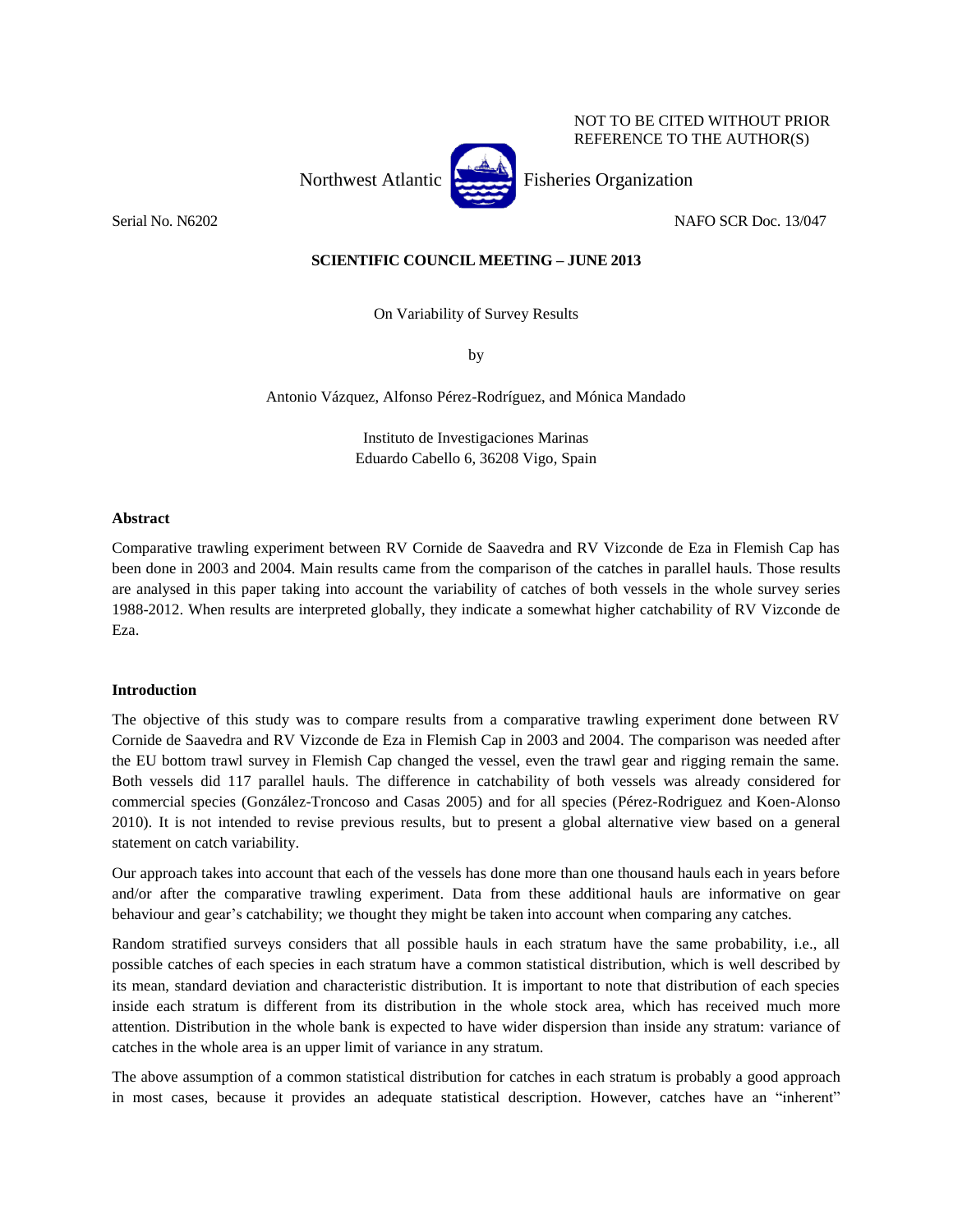NOT TO BE CITED WITHOUT PRIOR REFERENCE TO THE AUTHOR(S)

Northwest Atlantic Fisheries Organization

Serial No. N6202 NAFO SCR Doc. 13/047

**SCIENTIFIC COUNCIL MEETING – JUNE 2013**

On Variability of Survey Results

by

Antonio Vázquez, Alfonso Pérez-Rodríguez, and Mónica Mandado

Instituto de Investigaciones Marinas
Eduardo Cabello 6, 36208 Vigo, Spain

## Abstract

Comparative trawling experiment between RV Cornide de Saavedra and RV Vizconde de Eza in Flemish Cap has been done in 2003 and 2004. Main results came from the comparison of the catches in parallel hauls. Those results are analysed in this paper taking into account the variability of catches of both vessels in the whole survey series 1988-2012. When results are interpreted globally, they indicate a somewhat higher catchability of RV Vizconde de Eza.

## Introduction

The objective of this study was to compare results from a comparative trawling experiment done between RV Cornide de Saavedra and RV Vizconde de Eza in Flemish Cap in 2003 and 2004. The comparison was needed after the EU bottom trawl survey in Flemish Cap changed the vessel, even the trawl gear and rigging remain the same. Both vessels did 117 parallel hauls. The difference in catchability of both vessels was already considered for commercial species (González-Troncoso and Casas 2005) and for all species (Pérez-Rodriguez and Koen-Alonso 2010). It is not intended to revise previous results, but to present a global alternative view based on a general statement on catch variability.

Our approach takes into account that each of the vessels has done more than one thousand hauls each in years before and/or after the comparative trawling experiment. Data from these additional hauls are informative on gear behaviour and gear's catchability; we thought they might be taken into account when comparing any catches.

Random stratified surveys considers that all possible hauls in each stratum have the same probability, i.e., all possible catches of each species in each stratum have a common statistical distribution, which is well described by its mean, standard deviation and characteristic distribution. It is important to note that distribution of each species inside each stratum is different from its distribution in the whole stock area, which has received much more attention. Distribution in the whole bank is expected to have wider dispersion than inside any stratum: variance of catches in the whole area is an upper limit of variance in any stratum.

The above assumption of a common statistical distribution for catches in each stratum is probably a good approach in most cases, because it provides an adequate statistical description. However, catches have an "inherent"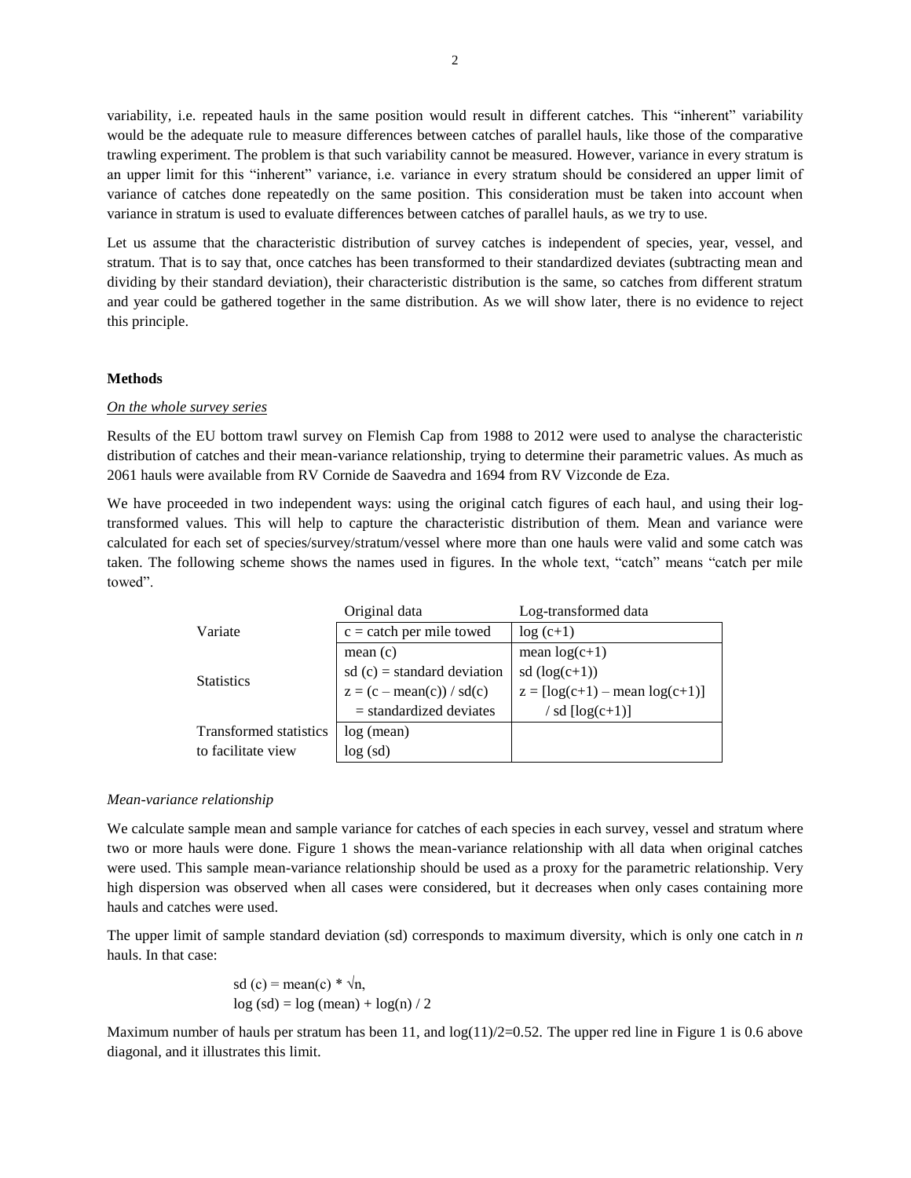variability, i.e. repeated hauls in the same position would result in different catches. This "inherent" variability would be the adequate rule to measure differences between catches of parallel hauls, like those of the comparative trawling experiment. The problem is that such variability cannot be measured. However, variance in every stratum is an upper limit for this "inherent" variance, i.e. variance in every stratum should be considered an upper limit of variance of catches done repeatedly on the same position. This consideration must be taken into account when variance in stratum is used to evaluate differences between catches of parallel hauls, as we try to use.

Let us assume that the characteristic distribution of survey catches is independent of species, year, vessel, and stratum. That is to say that, once catches has been transformed to their standardized deviates (subtracting mean and dividing by their standard deviation), their characteristic distribution is the same, so catches from different stratum and year could be gathered together in the same distribution. As we will show later, there is no evidence to reject this principle.

## Methods

### *On the whole survey series*

Results of the EU bottom trawl survey on Flemish Cap from 1988 to 2012 were used to analyse the characteristic distribution of catches and their mean-variance relationship, trying to determine their parametric values. As much as 2061 hauls were available from RV Cornide de Saavedra and 1694 from RV Vizconde de Eza.

We have proceeded in two independent ways: using the original catch figures of each haul, and using their log-transformed values. This will help to capture the characteristic distribution of them. Mean and variance were calculated for each set of species/survey/stratum/vessel where more than one hauls were valid and some catch was taken. The following scheme shows the names used in figures. In the whole text, "catch" means "catch per mile towed".

| | Original data | Log-transformed data |
|---|---|---|
| Variate | c = catch per mile towed | log (c+1) |
| Statistics | mean (c)<br>sd (c) = standard deviation<br>z = (c – mean(c)) / sd(c)<br>= standardized deviates | mean log(c+1)<br>sd (log(c+1))<br>z = [log(c+1) – mean log(c+1)]<br>/ sd [log(c+1)] |
| Transformed statistics to facilitate view | log (mean)<br>log (sd) | |

### *Mean-variance relationship*

We calculate sample mean and sample variance for catches of each species in each survey, vessel and stratum where two or more hauls were done. Figure 1 shows the mean-variance relationship with all data when original catches were used. This sample mean-variance relationship should be used as a proxy for the parametric relationship. Very high dispersion was observed when all cases were considered, but it decreases when only cases containing more hauls and catches were used.

The upper limit of sample standard deviation (sd) corresponds to maximum diversity, which is only one catch in *n* hauls. In that case:

$$\text{sd (c)} = \text{mean(c)} * \sqrt{n},$$
$$\log \text{(sd)} = \log \text{(mean)} + \log(n) / 2$$

Maximum number of hauls per stratum has been 11, and log(11)/2=0.52. The upper red line in Figure 1 is 0.6 above diagonal, and it illustrates this limit.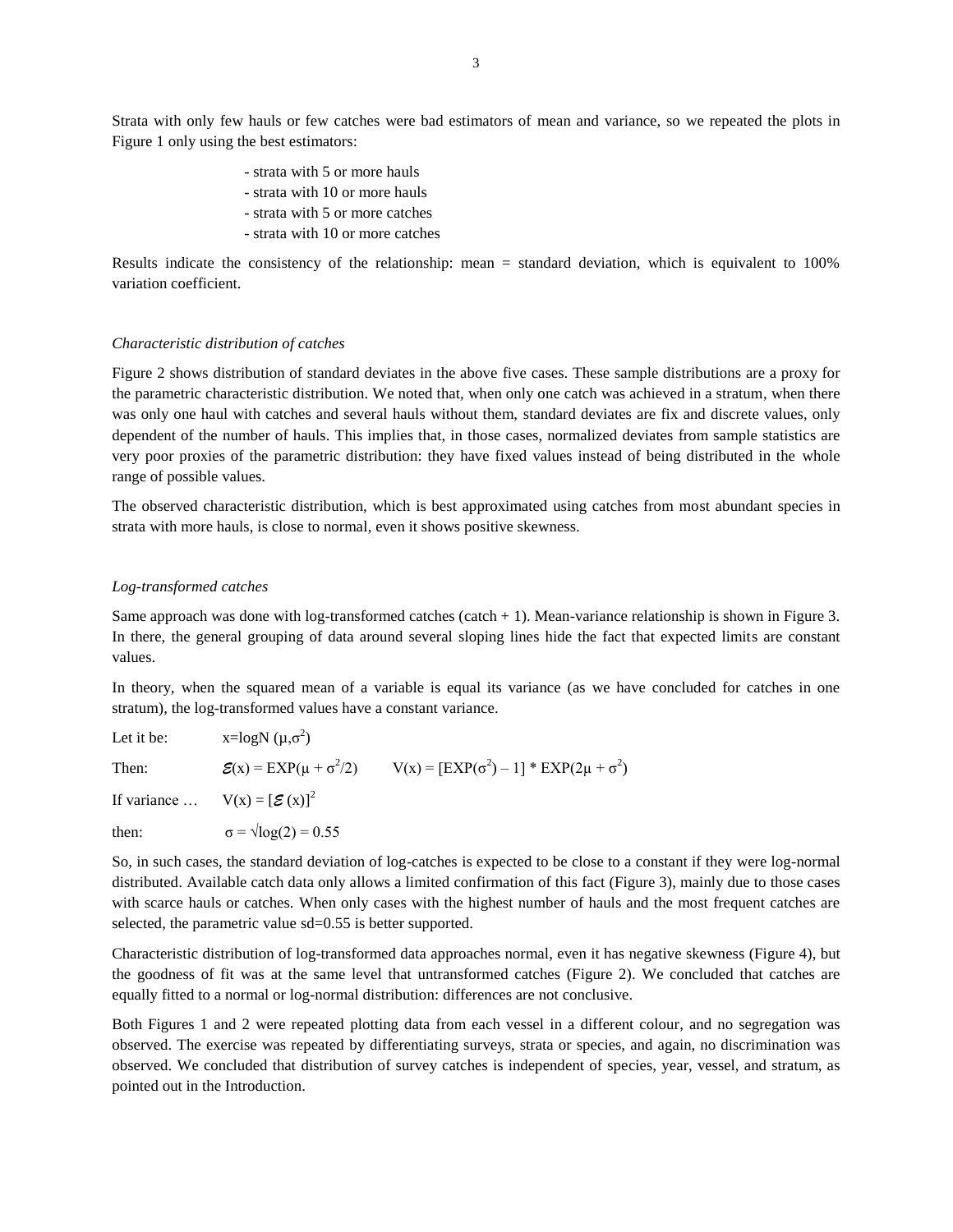Strata with only few hauls or few catches were bad estimators of mean and variance, so we repeated the plots in Figure 1 only using the best estimators:

- strata with 5 or more hauls
- strata with 10 or more hauls
- strata with 5 or more catches
- strata with 10 or more catches

Results indicate the consistency of the relationship: mean = standard deviation, which is equivalent to 100% variation coefficient.

*Characteristic distribution of catches*

Figure 2 shows distribution of standard deviates in the above five cases. These sample distributions are a proxy for the parametric characteristic distribution. We noted that, when only one catch was achieved in a stratum, when there was only one haul with catches and several hauls without them, standard deviates are fix and discrete values, only dependent of the number of hauls. This implies that, in those cases, normalized deviates from sample statistics are very poor proxies of the parametric distribution: they have fixed values instead of being distributed in the whole range of possible values.

The observed characteristic distribution, which is best approximated using catches from most abundant species in strata with more hauls, is close to normal, even it shows positive skewness.

*Log-transformed catches*

Same approach was done with log-transformed catches (catch + 1). Mean-variance relationship is shown in Figure 3. In there, the general grouping of data around several sloping lines hide the fact that expected limits are constant values.

In theory, when the squared mean of a variable is equal its variance (as we have concluded for catches in one stratum), the log-transformed values have a constant variance.

Let it be: $x = \log N(\mu, \sigma^2)$

Then: $\mathcal{E}(x) = \text{EXP}(\mu + \sigma^2/2) \qquad V(x) = [\text{EXP}(\sigma^2) - 1] * \text{EXP}(2\mu + \sigma^2)$

If variance … $V(x) = [\mathcal{E}(x)]^2$

then: $\sigma = \sqrt{\log(2)} = 0.55$

So, in such cases, the standard deviation of log-catches is expected to be close to a constant if they were log-normal distributed. Available catch data only allows a limited confirmation of this fact (Figure 3), mainly due to those cases with scarce hauls or catches. When only cases with the highest number of hauls and the most frequent catches are selected, the parametric value sd=0.55 is better supported.

Characteristic distribution of log-transformed data approaches normal, even it has negative skewness (Figure 4), but the goodness of fit was at the same level that untransformed catches (Figure 2). We concluded that catches are equally fitted to a normal or log-normal distribution: differences are not conclusive.

Both Figures 1 and 2 were repeated plotting data from each vessel in a different colour, and no segregation was observed. The exercise was repeated by differentiating surveys, strata or species, and again, no discrimination was observed. We concluded that distribution of survey catches is independent of species, year, vessel, and stratum, as pointed out in the Introduction.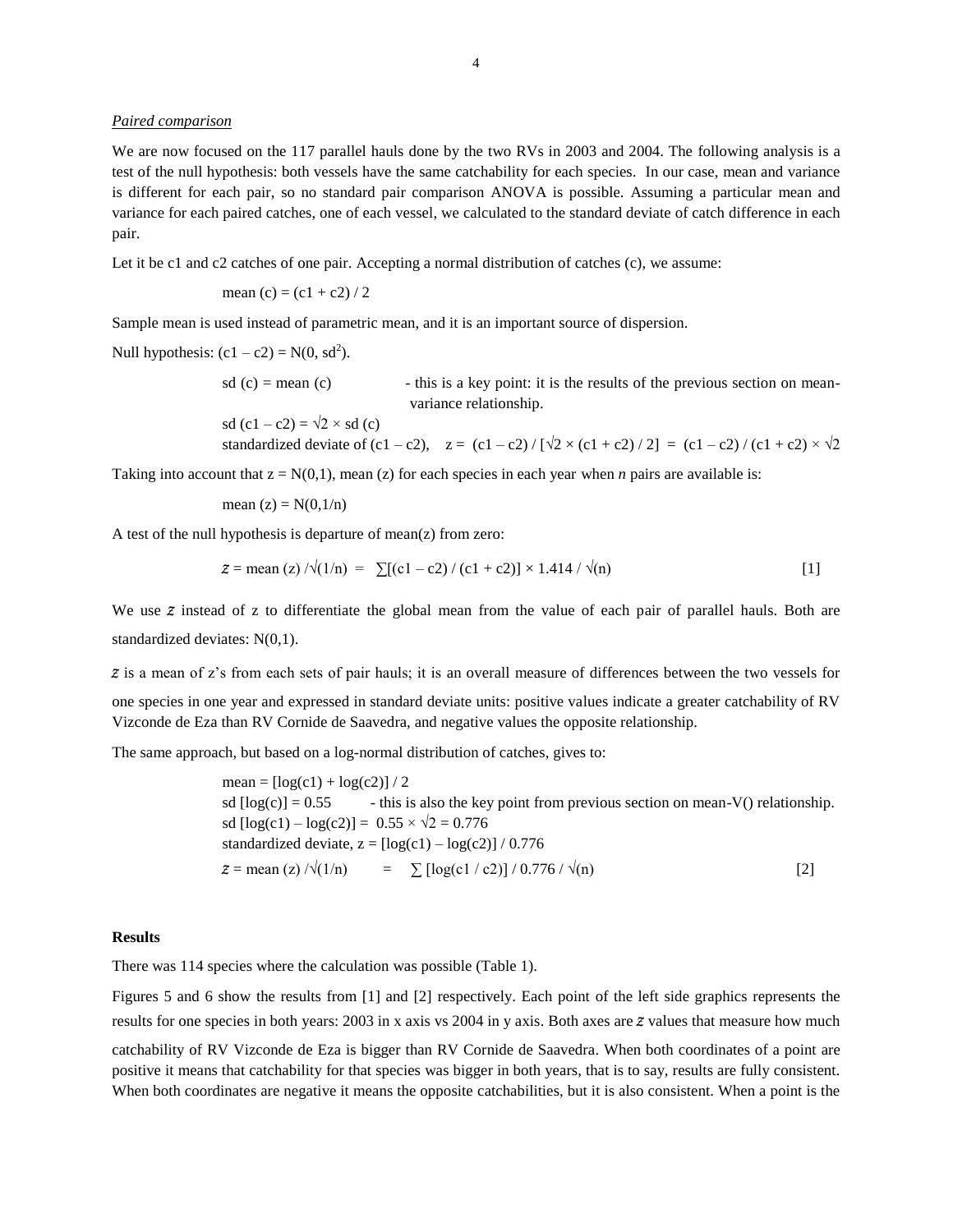*Paired comparison*

We are now focused on the 117 parallel hauls done by the two RVs in 2003 and 2004. The following analysis is a test of the null hypothesis: both vessels have the same catchability for each species. In our case, mean and variance is different for each pair, so no standard pair comparison ANOVA is possible. Assuming a particular mean and variance for each paired catches, one of each vessel, we calculated to the standard deviate of catch difference in each pair.

Let it be c1 and c2 catches of one pair. Accepting a normal distribution of catches (c), we assume:

$$\text{mean}(c) = (c1 + c2) / 2$$

Sample mean is used instead of parametric mean, and it is an important source of dispersion.

Null hypothesis: $(c1 - c2) = N(0, sd^2)$.

$\text{sd}(c) = \text{mean}(c)$ - this is a key point: it is the results of the previous section on mean-variance relationship.

$\text{sd}(c1 - c2) = \sqrt{2} \times \text{sd}(c)$

standardized deviate of $(c1 - c2)$, $z = (c1 - c2) / [\sqrt{2} \times (c1 + c2) / 2] = (c1 - c2) / (c1 + c2) \times \sqrt{2}$

Taking into account that $z = N(0,1)$, mean (z) for each species in each year when *n* pairs are available is:

$$\text{mean}(z) = N(0, 1/n)$$

A test of the null hypothesis is departure of mean(z) from zero:

$$\mathcal{Z} = \text{mean}(z) / \sqrt{(1/n)} = \sum[(c1 - c2) / (c1 + c2)] \times 1.414 / \sqrt{(n)} \qquad [1]$$

We use $\mathcal{Z}$ instead of z to differentiate the global mean from the value of each pair of parallel hauls. Both are standardized deviates: N(0,1).

$\mathcal{Z}$ is a mean of z's from each sets of pair hauls; it is an overall measure of differences between the two vessels for one species in one year and expressed in standard deviate units: positive values indicate a greater catchability of RV Vizconde de Eza than RV Cornide de Saavedra, and negative values the opposite relationship.

The same approach, but based on a log-normal distribution of catches, gives to:

$\text{mean} = [\log(c1) + \log(c2)] / 2$

$\text{sd}[\log(c)] = 0.55$ - this is also the key point from previous section on mean-V() relationship.

$\text{sd}[\log(c1) - \log(c2)] = 0.55 \times \sqrt{2} = 0.776$

standardized deviate, $z = [\log(c1) - \log(c2)] / 0.776$

$$\mathcal{Z} = \text{mean}(z) / \sqrt{(1/n)} = \sum[\log(c1 / c2)] / 0.776 / \sqrt{(n)} \qquad [2]$$

**Results**

There was 114 species where the calculation was possible (Table 1).

Figures 5 and 6 show the results from [1] and [2] respectively. Each point of the left side graphics represents the results for one species in both years: 2003 in x axis vs 2004 in y axis. Both axes are $\mathcal{Z}$ values that measure how much catchability of RV Vizconde de Eza is bigger than RV Cornide de Saavedra. When both coordinates of a point are positive it means that catchability for that species was bigger in both years, that is to say, results are fully consistent. When both coordinates are negative it means the opposite catchabilities, but it is also consistent. When a point is the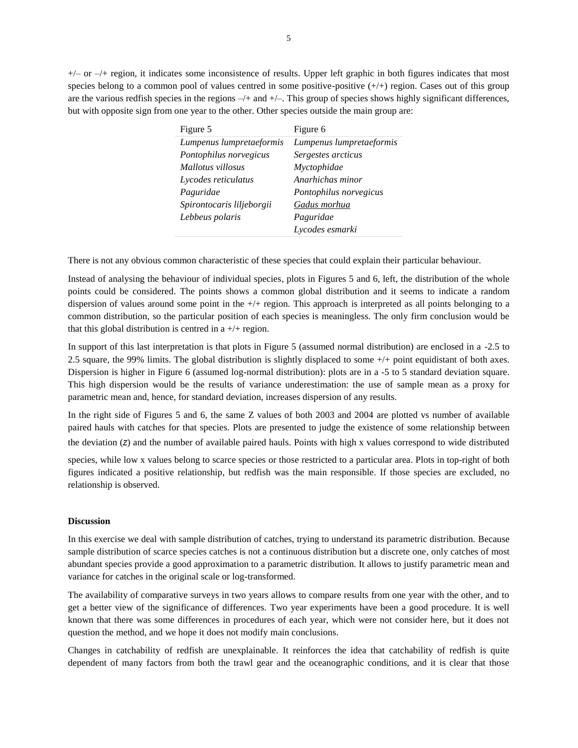+/– or –/+ region, it indicates some inconsistence of results. Upper left graphic in both figures indicates that most species belong to a common pool of values centred in some positive-positive (+/+) region. Cases out of this group are the various redfish species in the regions –/+ and +/–. This group of species shows highly significant differences, but with opposite sign from one year to the other. Other species outside the main group are:

| Figure 5 | Figure 6 |
|---|---|
| *Lumpenus lumpretaeformis* | *Lumpenus lumpretaeformis* |
| *Pontophilus norvegicus* | *Sergestes arcticus* |
| *Mallotus villosus* | *Myctophidae* |
| *Lycodes reticulatus* | *Anarhichas minor* |
| *Paguridae* | *Pontophilus norvegicus* |
| *Spirontocaris liljeborgii* | <u>*Gadus morhua*</u> |
| *Lebbeus polaris* | *Paguridae* |
| | *Lycodes esmarki* |

There is not any obvious common characteristic of these species that could explain their particular behaviour.

Instead of analysing the behaviour of individual species, plots in Figures 5 and 6, left, the distribution of the whole points could be considered. The points shows a common global distribution and it seems to indicate a random dispersion of values around some point in the +/+ region. This approach is interpreted as all points belonging to a common distribution, so the particular position of each species is meaningless. The only firm conclusion would be that this global distribution is centred in a +/+ region.

In support of this last interpretation is that plots in Figure 5 (assumed normal distribution) are enclosed in a -2.5 to 2.5 square, the 99% limits. The global distribution is slightly displaced to some +/+ point equidistant of both axes. Dispersion is higher in Figure 6 (assumed log-normal distribution): plots are in a -5 to 5 standard deviation square. This high dispersion would be the results of variance underestimation: the use of sample mean as a proxy for parametric mean and, hence, for standard deviation, increases dispersion of any results.

In the right side of Figures 5 and 6, the same Z values of both 2003 and 2004 are plotted vs number of available paired hauls with catches for that species. Plots are presented to judge the existence of some relationship between the deviation ($z$) and the number of available paired hauls. Points with high x values correspond to wide distributed species, while low x values belong to scarce species or those restricted to a particular area. Plots in top-right of both figures indicated a positive relationship, but redfish was the main responsible. If those species are excluded, no relationship is observed.

**Discussion**

In this exercise we deal with sample distribution of catches, trying to understand its parametric distribution. Because sample distribution of scarce species catches is not a continuous distribution but a discrete one, only catches of most abundant species provide a good approximation to a parametric distribution. It allows to justify parametric mean and variance for catches in the original scale or log-transformed.

The availability of comparative surveys in two years allows to compare results from one year with the other, and to get a better view of the significance of differences. Two year experiments have been a good procedure. It is well known that there was some differences in procedures of each year, which were not consider here, but it does not question the method, and we hope it does not modify main conclusions.

Changes in catchability of redfish are unexplainable. It reinforces the idea that catchability of redfish is quite dependent of many factors from both the trawl gear and the oceanographic conditions, and it is clear that those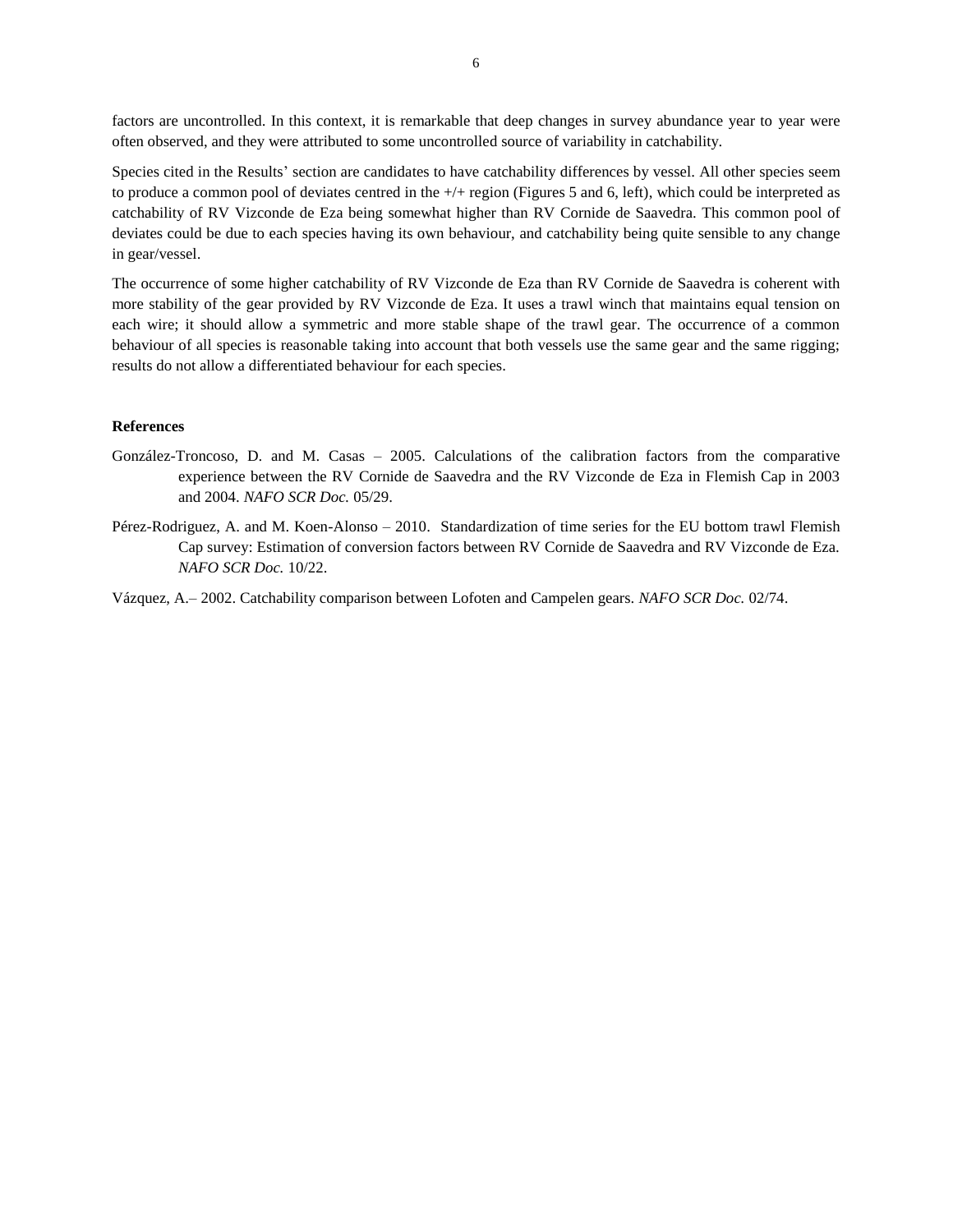factors are uncontrolled. In this context, it is remarkable that deep changes in survey abundance year to year were often observed, and they were attributed to some uncontrolled source of variability in catchability.

Species cited in the Results' section are candidates to have catchability differences by vessel. All other species seem to produce a common pool of deviates centred in the +/+ region (Figures 5 and 6, left), which could be interpreted as catchability of RV Vizconde de Eza being somewhat higher than RV Cornide de Saavedra. This common pool of deviates could be due to each species having its own behaviour, and catchability being quite sensible to any change in gear/vessel.

The occurrence of some higher catchability of RV Vizconde de Eza than RV Cornide de Saavedra is coherent with more stability of the gear provided by RV Vizconde de Eza. It uses a trawl winch that maintains equal tension on each wire; it should allow a symmetric and more stable shape of the trawl gear. The occurrence of a common behaviour of all species is reasonable taking into account that both vessels use the same gear and the same rigging; results do not allow a differentiated behaviour for each species.

**References**

González-Troncoso, D. and M. Casas – 2005. Calculations of the calibration factors from the comparative experience between the RV Cornide de Saavedra and the RV Vizconde de Eza in Flemish Cap in 2003 and 2004. *NAFO SCR Doc.* 05/29.

Pérez-Rodriguez, A. and M. Koen-Alonso – 2010. Standardization of time series for the EU bottom trawl Flemish Cap survey: Estimation of conversion factors between RV Cornide de Saavedra and RV Vizconde de Eza. *NAFO SCR Doc.* 10/22.

Vázquez, A.– 2002. Catchability comparison between Lofoten and Campelen gears. *NAFO SCR Doc.* 02/74.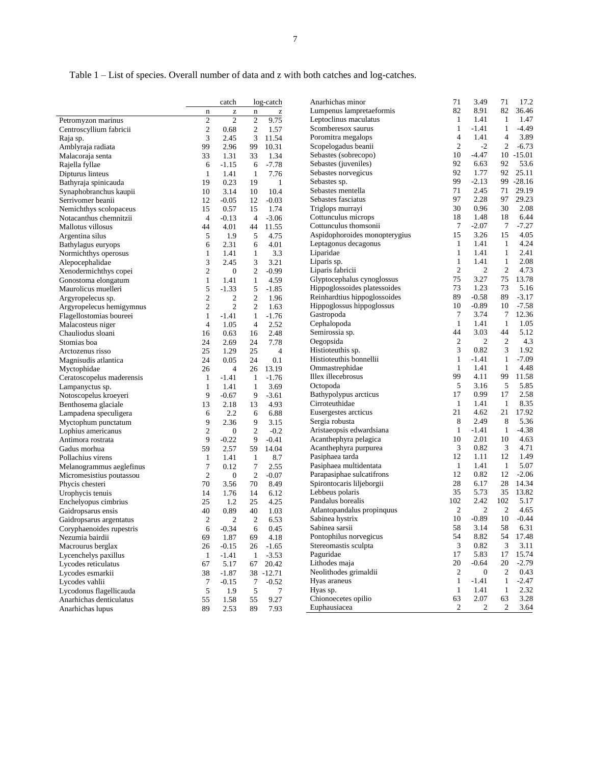Table 1 – List of species. Overall number of data and z with both catches and log-catches.

| | catch | | log-catch | |
|---|---|---|---|---|
| | n | z | n | z |
| Petromyzon marinus | 2 | 2 | 2 | 9.75 |
| Centroscyllium fabricii | 2 | 0.68 | 2 | 1.57 |
| Raja sp. | 3 | 2.45 | 3 | 11.54 |
| Amblyraja radiata | 99 | 2.96 | 99 | 10.31 |
| Malacoraja senta | 33 | 1.31 | 33 | 1.34 |
| Rajella fyllae | 6 | -1.15 | 6 | -7.78 |
| Dipturus linteus | 1 | 1.41 | 1 | 7.76 |
| Bathyraja spinicauda | 19 | 0.23 | 19 | 1 |
| Synaphobranchus kaupii | 10 | 3.14 | 10 | 10.4 |
| Serrivomer beanii | 12 | -0.05 | 12 | -0.03 |
| Nemichthys scolopaceus | 15 | 0.57 | 15 | 1.74 |
| Notacanthus chemnitzii | 4 | -0.13 | 4 | -3.06 |
| Mallotus villosus | 44 | 4.01 | 44 | 11.55 |
| Argentina silus | 5 | 1.9 | 5 | 4.75 |
| Bathylagus euryops | 6 | 2.31 | 6 | 4.01 |
| Normichthys operosus | 1 | 1.41 | 1 | 3.3 |
| Alepocephalidae | 3 | 2.45 | 3 | 3.21 |
| Xenodermichthys copei | 2 | 0 | 2 | -0.99 |
| Gonostoma elongatum | 1 | 1.41 | 1 | 4.59 |
| Maurolicus muelleri | 5 | -1.33 | 5 | -1.85 |
| Argyropelecus sp. | 2 | 2 | 2 | 1.96 |
| Argyropelecus hemigymnus | 2 | 2 | 2 | 1.63 |
| Flagellostomias boureei | 1 | -1.41 | 1 | -1.76 |
| Malacosteus niger | 4 | 1.05 | 4 | 2.52 |
| Chauliodus sloani | 16 | 0.63 | 16 | 2.48 |
| Stomias boa | 24 | 2.69 | 24 | 7.78 |
| Arctozenus risso | 25 | 1.29 | 25 | 4 |
| Magnisudis atlantica | 24 | 0.05 | 24 | 0.1 |
| Myctophidae | 26 | 4 | 26 | 13.19 |
| Ceratoscopelus maderensis | 1 | -1.41 | 1 | -1.76 |
| Lampanyctus sp. | 1 | 1.41 | 1 | 3.69 |
| Notoscopelus kroeyeri | 9 | -0.67 | 9 | -3.61 |
| Benthosema glaciale | 13 | 2.18 | 13 | 4.93 |
| Lampadena speculigera | 6 | 2.2 | 6 | 6.88 |
| Myctophum punctatum | 9 | 2.36 | 9 | 3.15 |
| Lophius americanus | 2 | 0 | 2 | -0.2 |
| Antimora rostrata | 9 | -0.22 | 9 | -0.41 |
| Gadus morhua | 59 | 2.57 | 59 | 14.04 |
| Pollachius virens | 1 | 1.41 | 1 | 8.7 |
| Melanogrammus aeglefinus | 7 | 0.12 | 7 | 2.55 |
| Micromesistius poutassou | 2 | 0 | 2 | -0.07 |
| Phycis chesteri | 70 | 3.56 | 70 | 8.49 |
| Urophycis tenuis | 14 | 1.76 | 14 | 6.12 |
| Enchelyopus cimbrius | 25 | 1.2 | 25 | 4.25 |
| Gaidropsarus ensis | 40 | 0.89 | 40 | 1.03 |
| Gaidropsarus argentatus | 2 | 2 | 2 | 6.53 |
| Coryphaenoides rupestris | 6 | -0.34 | 6 | 0.45 |
| Nezumia bairdii | 69 | 1.87 | 69 | 4.18 |
| Macrourus berglax | 26 | -0.15 | 26 | -1.65 |
| Lycenchelys paxillus | 1 | -1.41 | 1 | -3.53 |
| Lycodes reticulatus | 67 | 5.17 | 67 | 20.42 |
| Lycodes esmarkii | 38 | -1.87 | 38 | -12.71 |
| Lycodes vahlii | 7 | -0.15 | 7 | -0.52 |
| Lycodonus flagellicauda | 5 | 1.9 | 5 | 7 |
| Anarhichas denticulatus | 55 | 1.58 | 55 | 9.27 |
| Anarhichas lupus | 89 | 2.53 | 89 | 7.93 |
| Anarhichas minor | 71 | 3.49 | 71 | 17.2 |
| Lumpenus lampretaeformis | 82 | 8.91 | 82 | 36.46 |
| Leptoclinus maculatus | 1 | 1.41 | 1 | 1.47 |
| Scomberesox saurus | 1 | -1.41 | 1 | -4.49 |
| Poromitra megalops | 4 | 1.41 | 4 | 3.89 |
| Scopelogadus beanii | 2 | -2 | 2 | -6.73 |
| Sebastes (sobrecopo) | 10 | -4.47 | 10 | -15.01 |
| Sebastes (juveniles) | 92 | 6.63 | 92 | 53.6 |
| Sebastes norvegicus | 92 | 1.77 | 92 | 25.11 |
| Sebastes sp. | 99 | -2.13 | 99 | -28.16 |
| Sebastes mentella | 71 | 2.45 | 71 | 29.19 |
| Sebastes fasciatus | 97 | 2.28 | 97 | 29.23 |
| Triglops murrayi | 30 | 0.96 | 30 | 2.08 |
| Cottunculus microps | 18 | 1.48 | 18 | 6.44 |
| Cottunculus thomsonii | 7 | -2.07 | 7 | -7.27 |
| Aspidophoroides monopterygius | 15 | 3.26 | 15 | 4.05 |
| Leptagonus decagonus | 1 | 1.41 | 1 | 4.24 |
| Liparidae | 1 | 1.41 | 1 | 2.41 |
| Liparis sp. | 1 | 1.41 | 1 | 2.08 |
| Liparis fabricii | 2 | 2 | 2 | 4.73 |
| Glyptocephalus cynoglossus | 75 | 3.27 | 75 | 13.78 |
| Hippoglossoides platessoides | 73 | 1.23 | 73 | 5.16 |
| Reinhardtius hippoglossoides | 89 | -0.58 | 89 | -3.17 |
| Hippoglossus hippoglossus | 10 | -0.89 | 10 | -7.58 |
| Gastropoda | 7 | 3.74 | 7 | 12.36 |
| Cephalopoda | 1 | 1.41 | 1 | 1.05 |
| Semirossia sp. | 44 | 3.03 | 44 | 5.12 |
| Oegopsida | 2 | 2 | 2 | 4.3 |
| Histioteuthis sp. | 3 | 0.82 | 3 | 1.92 |
| Histioteuthis bonnellii | 1 | -1.41 | 1 | -7.09 |
| Ommastrephidae | 1 | 1.41 | 1 | 4.48 |
| Illex illecebrosus | 99 | 4.11 | 99 | 11.58 |
| Octopoda | 5 | 3.16 | 5 | 5.85 |
| Bathypolypus arcticus | 17 | 0.99 | 17 | 2.58 |
| Cirroteuthidae | 1 | 1.41 | 1 | 8.35 |
| Eusergestes arcticus | 21 | 4.62 | 21 | 17.92 |
| Sergia robusta | 8 | 2.49 | 8 | 5.36 |
| Aristaeopsis edwardsiana | 1 | -1.41 | 1 | -4.38 |
| Acanthephyra pelagica | 10 | 2.01 | 10 | 4.63 |
| Acanthephyra purpurea | 3 | 0.82 | 3 | 4.71 |
| Pasiphaea tarda | 12 | 1.11 | 12 | 1.49 |
| Pasiphaea multidentata | 1 | 1.41 | 1 | 5.07 |
| Parapasiphae sulcatifrons | 12 | 0.82 | 12 | -2.06 |
| Spirontocaris liljeborgii | 28 | 6.17 | 28 | 14.34 |
| Lebbeus polaris | 35 | 5.73 | 35 | 13.82 |
| Pandalus borealis | 102 | 2.42 | 102 | 5.17 |
| Atlantopandalus propinquus | 2 | 2 | 2 | 4.65 |
| Sabinea hystrix | 10 | -0.89 | 10 | -0.44 |
| Sabinea sarsii | 58 | 3.14 | 58 | 6.31 |
| Pontophilus norvegicus | 54 | 8.82 | 54 | 17.48 |
| Stereomastis sculpta | 3 | 0.82 | 3 | 3.11 |
| Paguridae | 17 | 5.83 | 17 | 15.74 |
| Lithodes maja | 20 | -0.64 | 20 | -2.79 |
| Neolithodes grimaldii | 2 | 0 | 2 | 0.43 |
| Hyas araneus | 1 | -1.41 | 1 | -2.47 |
| Hyas sp. | 1 | 1.41 | 1 | 2.32 |
| Chionoecetes opilio | 63 | 2.07 | 63 | 3.28 |
| Euphausiacea | 2 | 2 | 2 | 3.64 |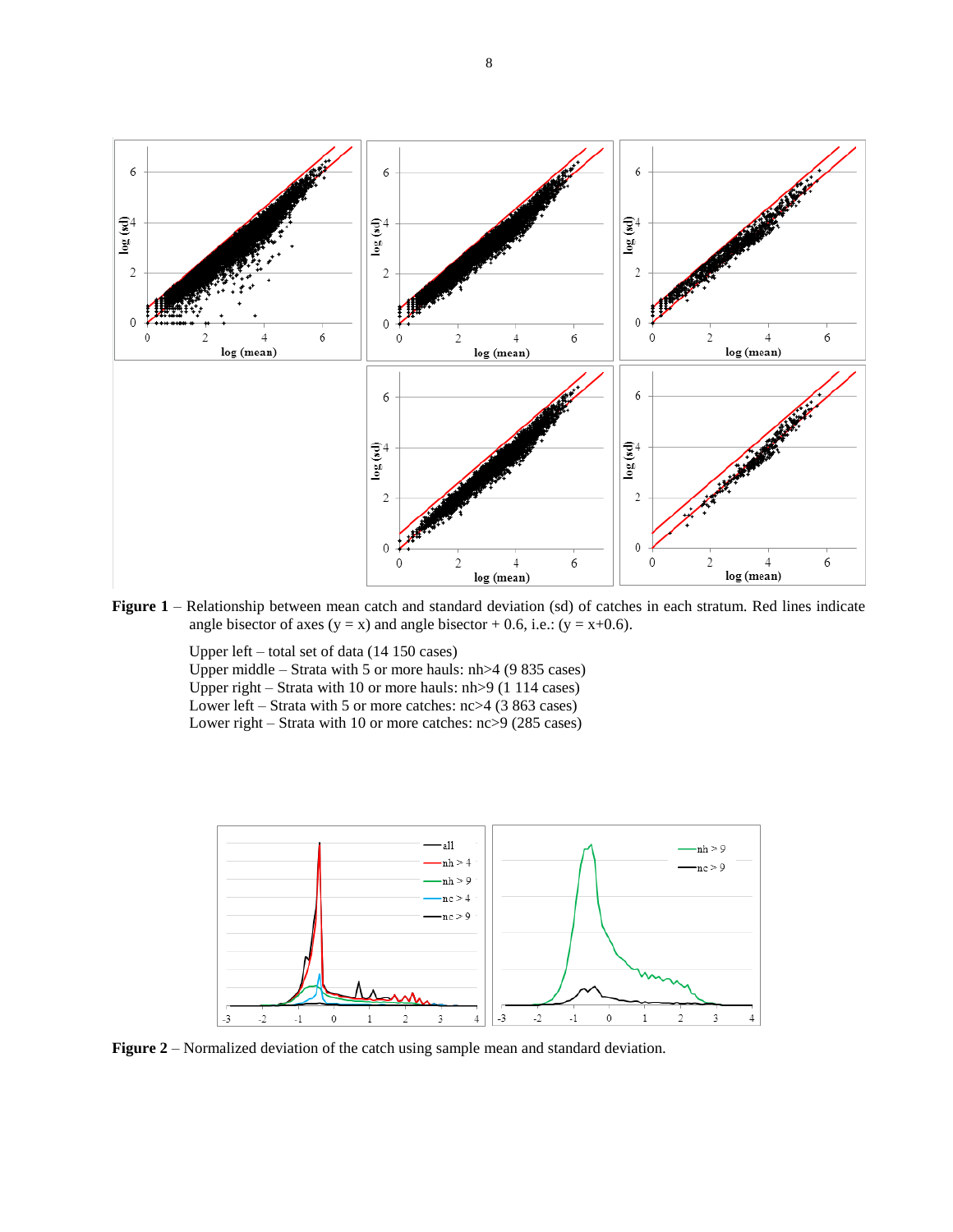**Figure 1** – Relationship between mean catch and standard deviation (sd) of catches in each stratum. Red lines indicate angle bisector of axes ($y = x$) and angle bisector + 0.6, i.e.: ($y = x+0.6$).

Upper left – total set of data (14 150 cases)
Upper middle – Strata with 5 or more hauls: nh>4 (9 835 cases)
Upper right – Strata with 10 or more hauls: nh>9 (1 114 cases)
Lower left – Strata with 5 or more catches: nc>4 (3 863 cases)
Lower right – Strata with 10 or more catches: nc>9 (285 cases)

**Figure 2** – Normalized deviation of the catch using sample mean and standard deviation.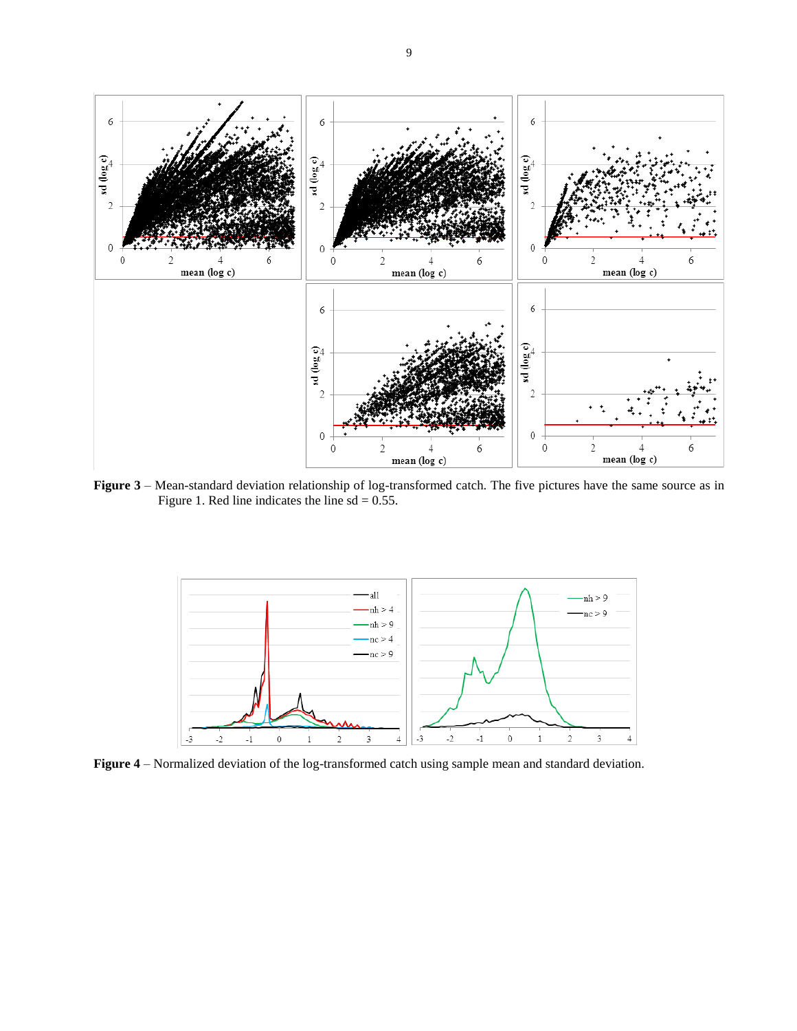**Figure 3** – Mean-standard deviation relationship of log-transformed catch. The five pictures have the same source as in Figure 1. Red line indicates the line sd = 0.55.

**Figure 4** – Normalized deviation of the log-transformed catch using sample mean and standard deviation.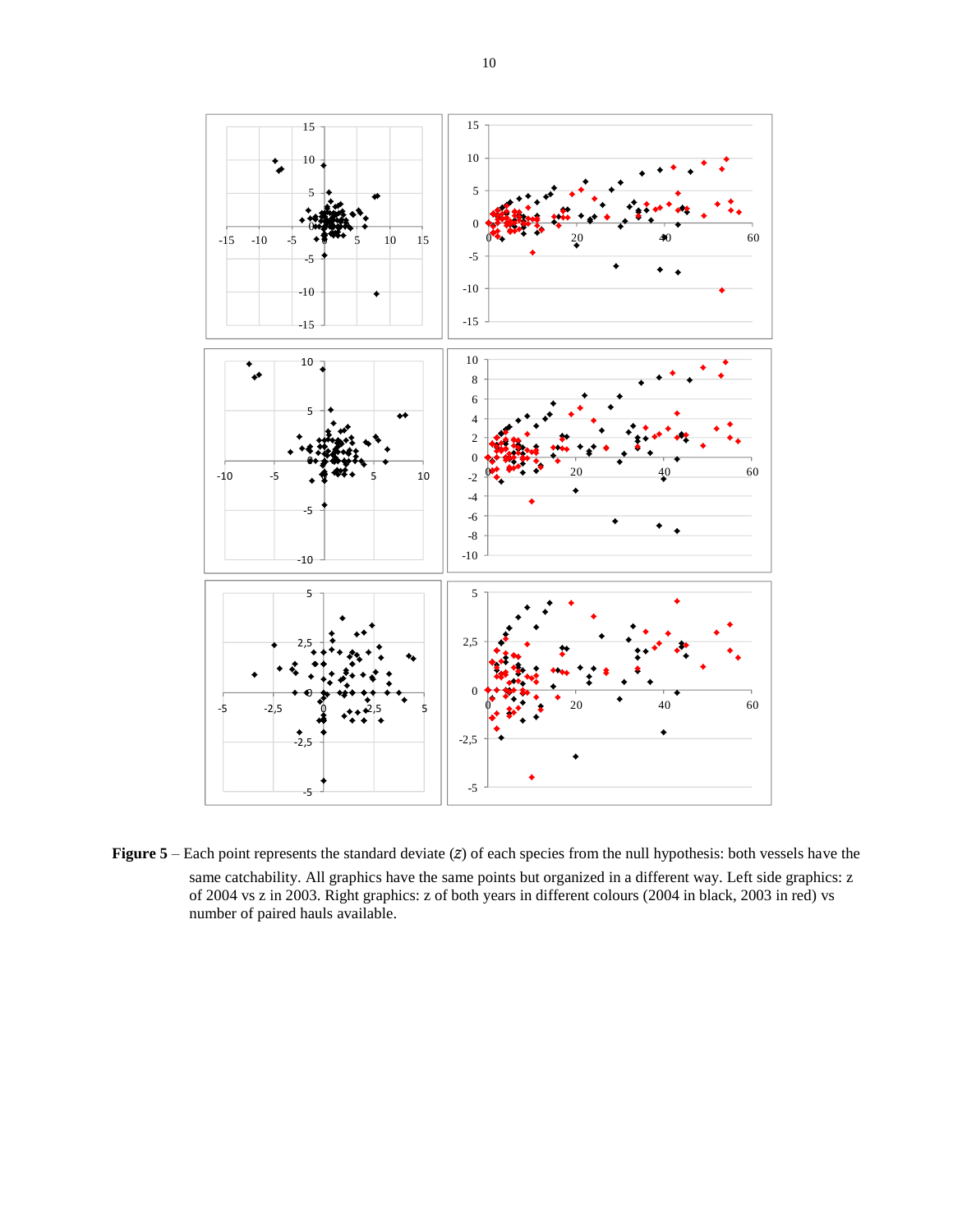**Figure 5** – Each point represents the standard deviate ($z$) of each species from the null hypothesis: both vessels have the same catchability. All graphics have the same points but organized in a different way. Left side graphics: z of 2004 vs z in 2003. Right graphics: z of both years in different colours (2004 in black, 2003 in red) vs number of paired hauls available.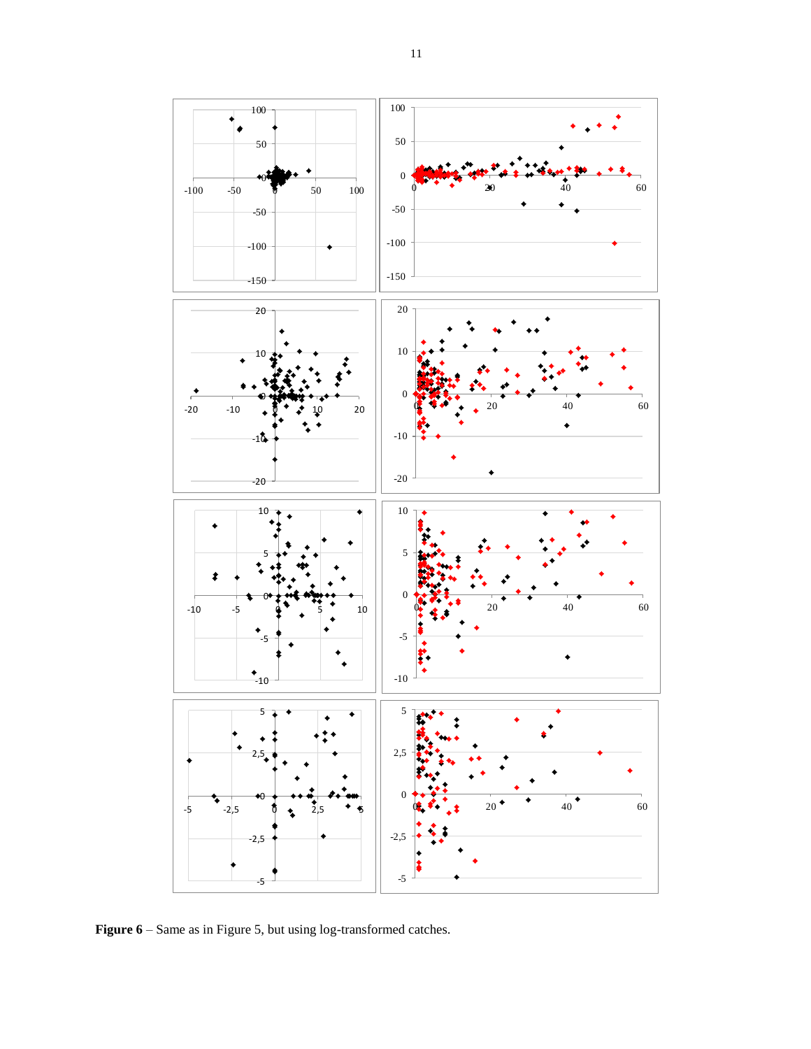100
50
-100
-50
50
100
-50
-100
-150

100
50
0
20
40
60
-50
-100
-150

20
10
-20
-10
10
20
-10
-20

20
10
0
20
40
60
-10
-20

10
5
-10
-5
5
10
-5
-10

10
5
0
20
40
60
-5
-10

5
2,5
-5
-2,5
0
2,5
5
-2,5
-5

5
2,5
0
20
40
60
-2,5
-5

**Figure 6** – Same as in Figure 5, but using log-transformed catches.